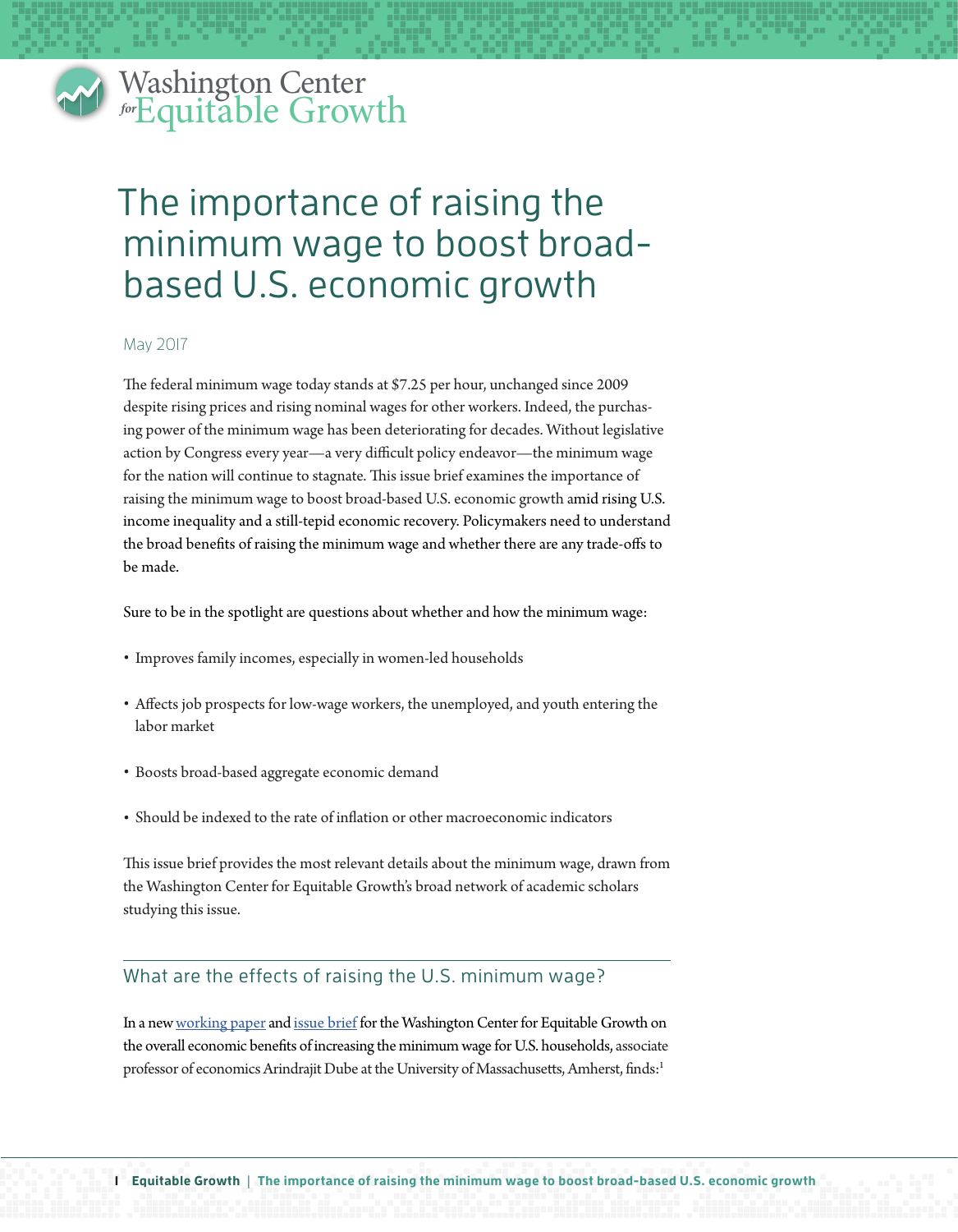Washington Center for Equitable Growth

# The importance of raising the minimum wage to boost broad-based U.S. economic growth

May 2017

The federal minimum wage today stands at $7.25 per hour, unchanged since 2009 despite rising prices and rising nominal wages for other workers. Indeed, the purchasing power of the minimum wage has been deteriorating for decades. Without legislative action by Congress every year—a very difficult policy endeavor—the minimum wage for the nation will continue to stagnate. This issue brief examines the importance of raising the minimum wage to boost broad-based U.S. economic growth amid rising U.S. income inequality and a still-tepid economic recovery. Policymakers need to understand the broad benefits of raising the minimum wage and whether there are any trade-offs to be made.

Sure to be in the spotlight are questions about whether and how the minimum wage:

- Improves family incomes, especially in women-led households
- Affects job prospects for low-wage workers, the unemployed, and youth entering the labor market
- Boosts broad-based aggregate economic demand
- Should be indexed to the rate of inflation or other macroeconomic indicators

This issue brief provides the most relevant details about the minimum wage, drawn from the Washington Center for Equitable Growth's broad network of academic scholars studying this issue.

## What are the effects of raising the U.S. minimum wage?

In a new working paper and issue brief for the Washington Center for Equitable Growth on the overall economic benefits of increasing the minimum wage for U.S. households, associate professor of economics Arindrajit Dube at the University of Massachusetts, Amherst, finds:[1]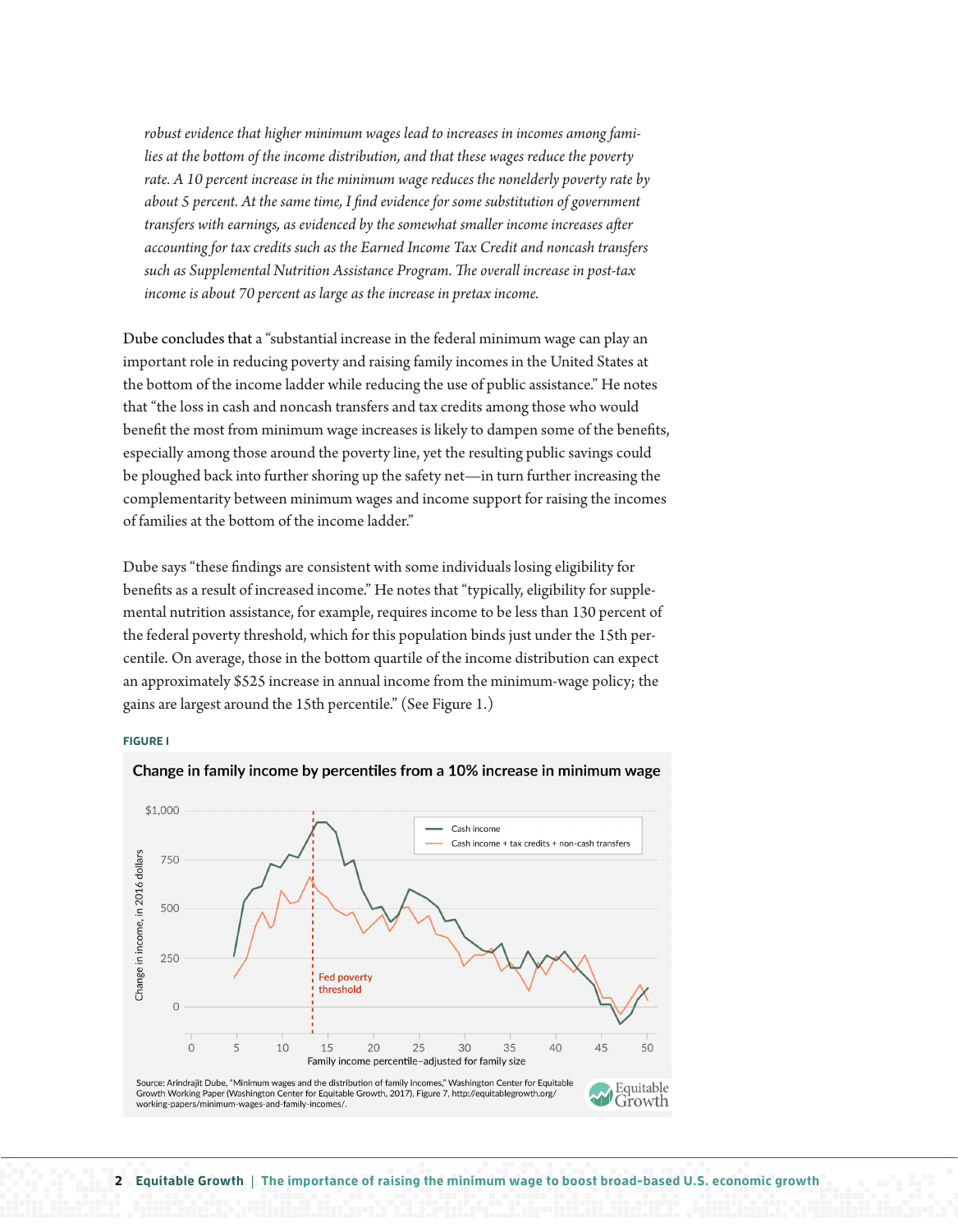*robust evidence that higher minimum wages lead to increases in incomes among families at the bottom of the income distribution, and that these wages reduce the poverty rate. A 10 percent increase in the minimum wage reduces the nonelderly poverty rate by about 5 percent. At the same time, I find evidence for some substitution of government transfers with earnings, as evidenced by the somewhat smaller income increases after accounting for tax credits such as the Earned Income Tax Credit and noncash transfers such as Supplemental Nutrition Assistance Program. The overall increase in post-tax income is about 70 percent as large as the increase in pretax income.*

Dube concludes that a "substantial increase in the federal minimum wage can play an important role in reducing poverty and raising family incomes in the United States at the bottom of the income ladder while reducing the use of public assistance." He notes that "the loss in cash and noncash transfers and tax credits among those who would benefit the most from minimum wage increases is likely to dampen some of the benefits, especially among those around the poverty line, yet the resulting public savings could be ploughed back into further shoring up the safety net—in turn further increasing the complementarity between minimum wages and income support for raising the incomes of families at the bottom of the income ladder."

Dube says "these findings are consistent with some individuals losing eligibility for benefits as a result of increased income." He notes that "typically, eligibility for supplemental nutrition assistance, for example, requires income to be less than 130 percent of the federal poverty threshold, which for this population binds just under the 15th percentile. On average, those in the bottom quartile of the income distribution can expect an approximately $525 increase in annual income from the minimum-wage policy; the gains are largest around the 15th percentile." (See Figure 1.)

**FIGURE I**

**Change in family income by percentiles from a 10% increase in minimum wage**

Source: Arindrajit Dube, "Minimum wages and the distribution of family incomes," Washington Center for Equitable Growth Working Paper (Washington Center for Equitable Growth, 2017), Figure 7, http://equitablegrowth.org/working-papers/minimum-wages-and-family-incomes/.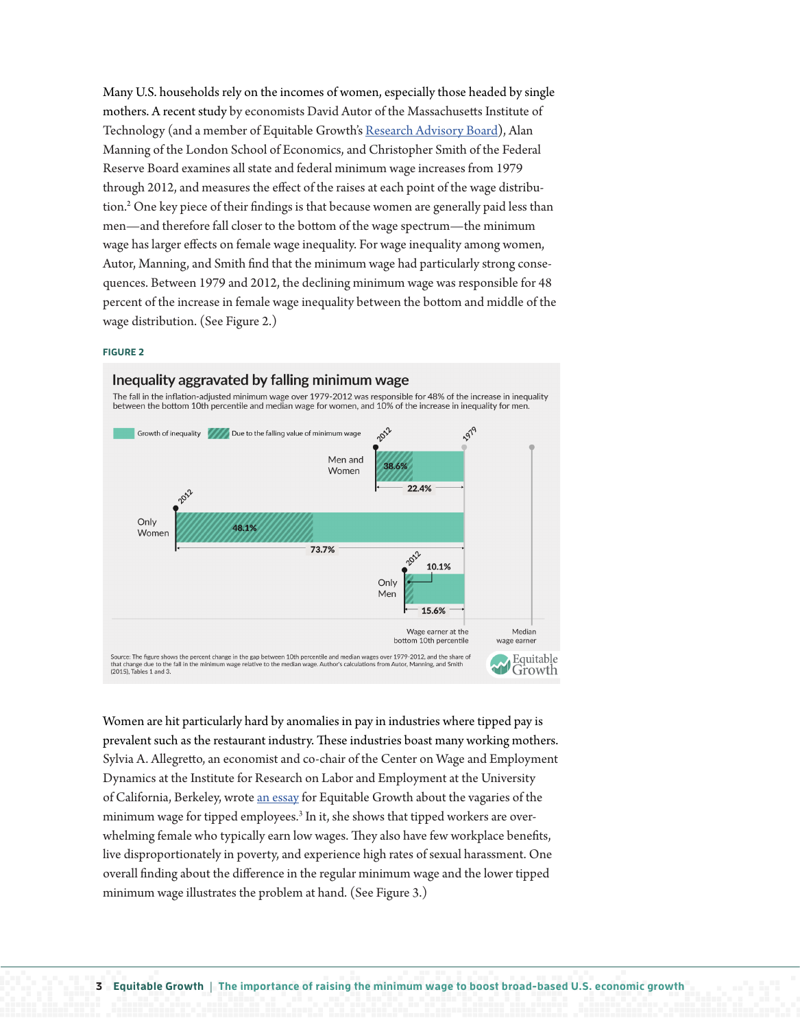Many U.S. households rely on the incomes of women, especially those headed by single mothers. A recent study by economists David Autor of the Massachusetts Institute of Technology (and a member of Equitable Growth's Research Advisory Board), Alan Manning of the London School of Economics, and Christopher Smith of the Federal Reserve Board examines all state and federal minimum wage increases from 1979 through 2012, and measures the effect of the raises at each point of the wage distribution.[2] One key piece of their findings is that because women are generally paid less than men—and therefore fall closer to the bottom of the wage spectrum—the minimum wage has larger effects on female wage inequality. For wage inequality among women, Autor, Manning, and Smith find that the minimum wage had particularly strong consequences. Between 1979 and 2012, the declining minimum wage was responsible for 48 percent of the increase in female wage inequality between the bottom and middle of the wage distribution. (See Figure 2.)

**FIGURE 2**

## Inequality aggravated by falling minimum wage

The fall in the inflation-adjusted minimum wage over 1979-2012 was responsible for 48% of the increase in inequality between the bottom 10th percentile and median wage for women, and 10% of the increase in inequality for men.

Legend: Growth of inequality; Due to the falling value of minimum wage

| Group | Growth of inequality (1979–2012) | Due to the falling value of minimum wage |
|---|---|---|
| Men and Women | 22.4% | 38.6% |
| Only Women | 73.7% | 48.1% |
| Only Men | 15.6% | 10.1% |

Wage earner at the bottom 10th percentile — Median wage earner

Source: The figure shows the percent change in the gap between 10th percentile and median wages over 1979-2012, and the share of that change due to the fall in the minimum wage relative to the median wage. Author's calculations from Autor, Manning, and Smith (2015), Tables 1 and 3.

Women are hit particularly hard by anomalies in pay in industries where tipped pay is prevalent such as the restaurant industry. These industries boast many working mothers. Sylvia A. Allegretto, an economist and co-chair of the Center on Wage and Employment Dynamics at the Institute for Research on Labor and Employment at the University of California, Berkeley, wrote an essay for Equitable Growth about the vagaries of the minimum wage for tipped employees.[3] In it, she shows that tipped workers are overwhelming female who typically earn low wages. They also have few workplace benefits, live disproportionately in poverty, and experience high rates of sexual harassment. One overall finding about the difference in the regular minimum wage and the lower tipped minimum wage illustrates the problem at hand. (See Figure 3.)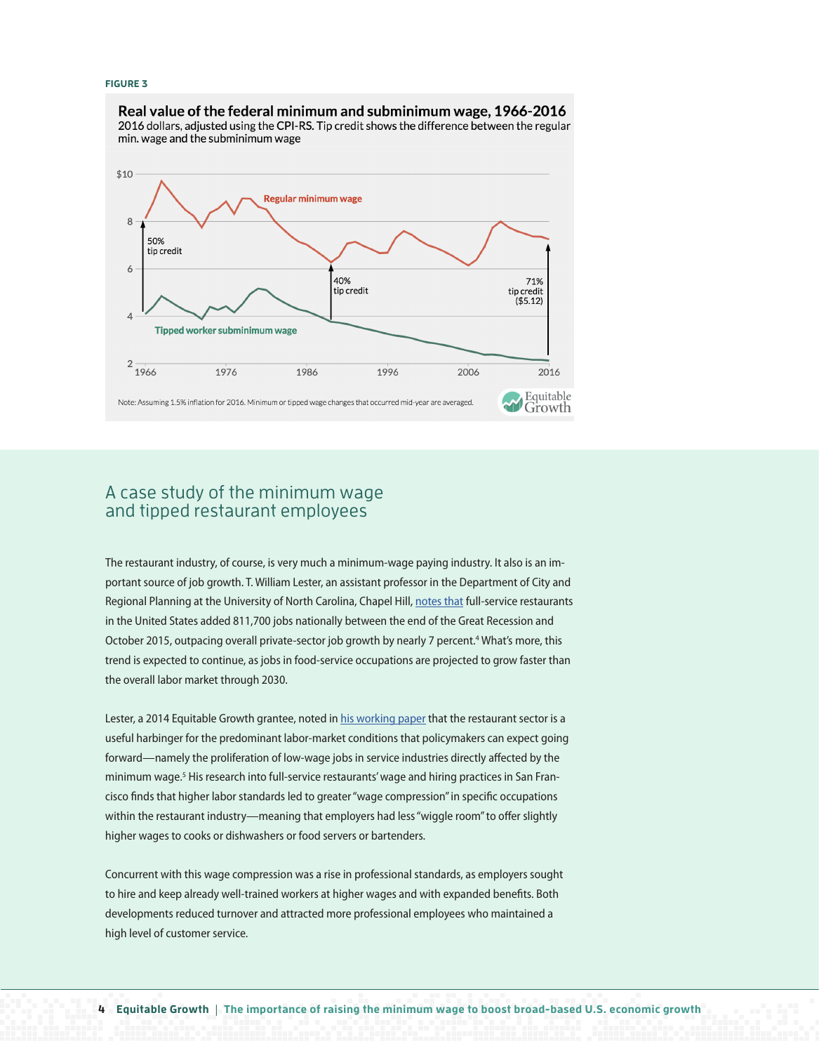FIGURE 3

**Real value of the federal minimum and subminimum wage, 1966-2016**

2016 dollars, adjusted using the CPI-RS. Tip credit shows the difference between the regular min. wage and the subminimum wage

Note: Assuming 1.5% inflation for 2016. Minimum or tipped wage changes that occurred mid-year are averaged.

## A case study of the minimum wage and tipped restaurant employees

The restaurant industry, of course, is very much a minimum-wage paying industry. It also is an important source of job growth. T. William Lester, an assistant professor in the Department of City and Regional Planning at the University of North Carolina, Chapel Hill, notes that full-service restaurants in the United States added 811,700 jobs nationally between the end of the Great Recession and October 2015, outpacing overall private-sector job growth by nearly 7 percent.[4] What's more, this trend is expected to continue, as jobs in food-service occupations are projected to grow faster than the overall labor market through 2030.

Lester, a 2014 Equitable Growth grantee, noted in his working paper that the restaurant sector is a useful harbinger for the predominant labor-market conditions that policymakers can expect going forward—namely the proliferation of low-wage jobs in service industries directly affected by the minimum wage.[5] His research into full-service restaurants' wage and hiring practices in San Francisco finds that higher labor standards led to greater "wage compression" in specific occupations within the restaurant industry—meaning that employers had less "wiggle room" to offer slightly higher wages to cooks or dishwashers or food servers or bartenders.

Concurrent with this wage compression was a rise in professional standards, as employers sought to hire and keep already well-trained workers at higher wages and with expanded benefits. Both developments reduced turnover and attracted more professional employees who maintained a high level of customer service.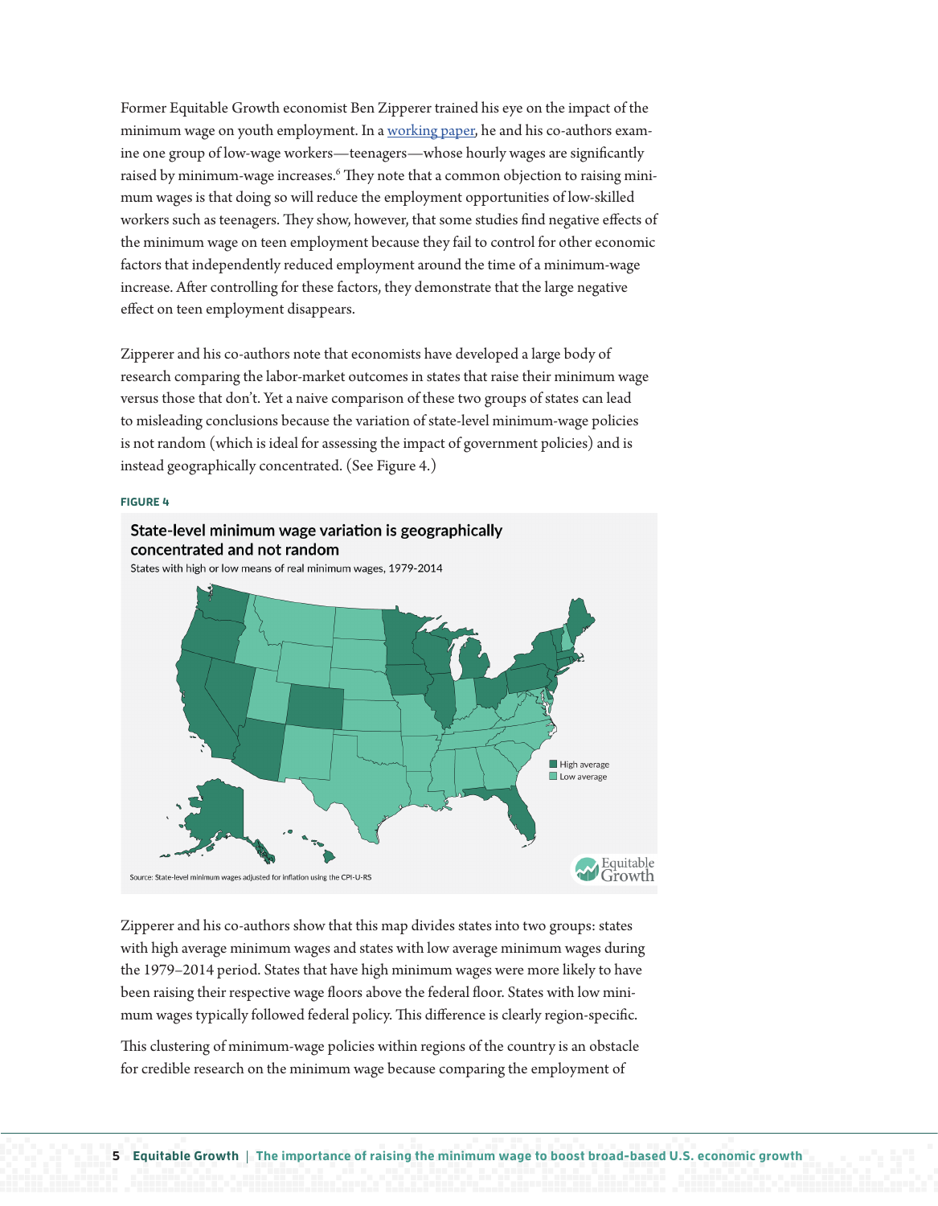Former Equitable Growth economist Ben Zipperer trained his eye on the impact of the minimum wage on youth employment. In a working paper, he and his co-authors examine one group of low-wage workers—teenagers—whose hourly wages are significantly raised by minimum-wage increases.[6] They note that a common objection to raising minimum wages is that doing so will reduce the employment opportunities of low-skilled workers such as teenagers. They show, however, that some studies find negative effects of the minimum wage on teen employment because they fail to control for other economic factors that independently reduced employment around the time of a minimum-wage increase. After controlling for these factors, they demonstrate that the large negative effect on teen employment disappears.

Zipperer and his co-authors note that economists have developed a large body of research comparing the labor-market outcomes in states that raise their minimum wage versus those that don't. Yet a naive comparison of these two groups of states can lead to misleading conclusions because the variation of state-level minimum-wage policies is not random (which is ideal for assessing the impact of government policies) and is instead geographically concentrated. (See Figure 4.)

**FIGURE 4**

**State-level minimum wage variation is geographically concentrated and not random**

States with high or low means of real minimum wages, 1979-2014

High average
Low average

Source: State-level minimum wages adjusted for inflation using the CPI-U-RS

Zipperer and his co-authors show that this map divides states into two groups: states with high average minimum wages and states with low average minimum wages during the 1979–2014 period. States that have high minimum wages were more likely to have been raising their respective wage floors above the federal floor. States with low minimum wages typically followed federal policy. This difference is clearly region-specific.

This clustering of minimum-wage policies within regions of the country is an obstacle for credible research on the minimum wage because comparing the employment of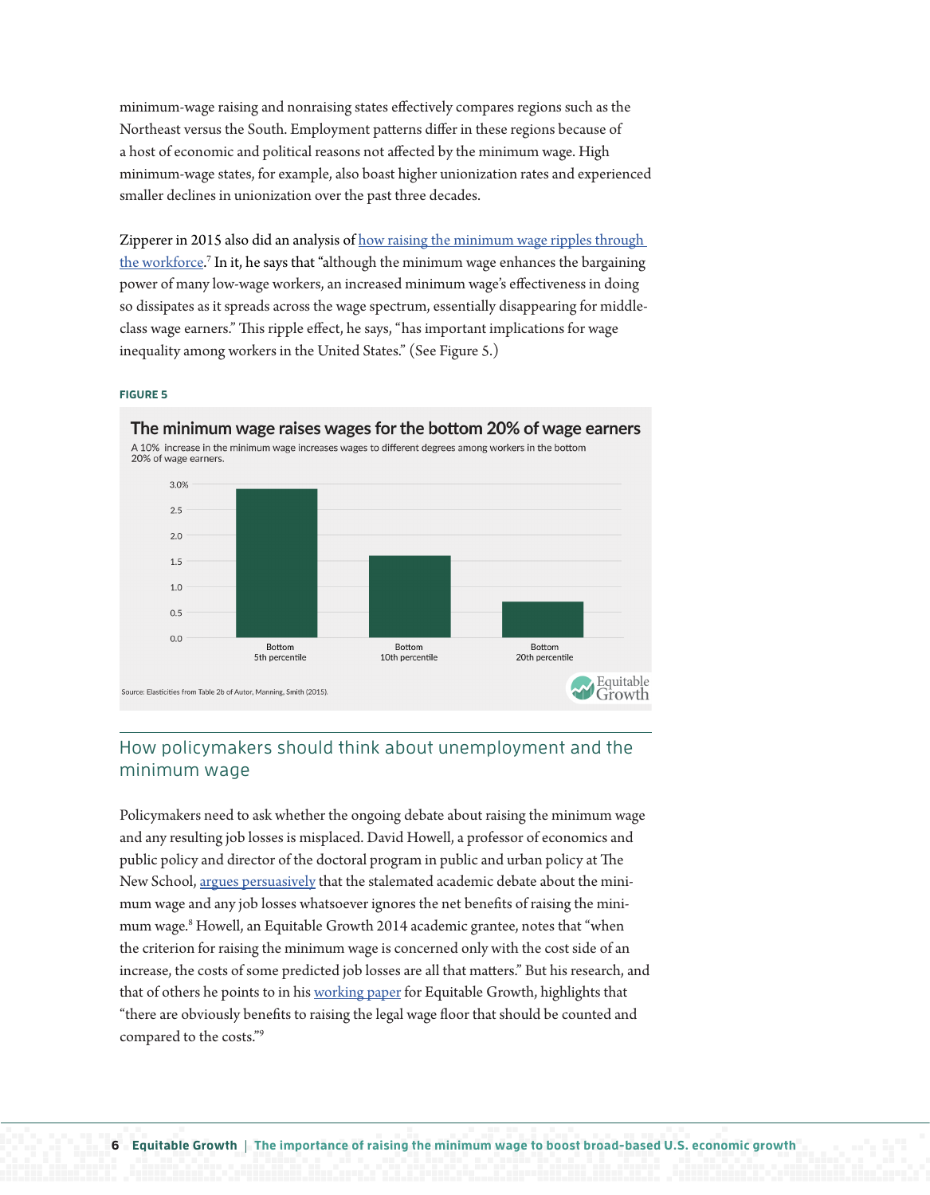minimum-wage raising and nonraising states effectively compares regions such as the Northeast versus the South. Employment patterns differ in these regions because of a host of economic and political reasons not affected by the minimum wage. High minimum-wage states, for example, also boast higher unionization rates and experienced smaller declines in unionization over the past three decades.

Zipperer in 2015 also did an analysis of how raising the minimum wage ripples through the workforce.[7] In it, he says that "although the minimum wage enhances the bargaining power of many low-wage workers, an increased minimum wage's effectiveness in doing so dissipates as it spreads across the wage spectrum, essentially disappearing for middle-class wage earners." This ripple effect, he says, "has important implications for wage inequality among workers in the United States." (See Figure 5.)

**FIGURE 5**

**The minimum wage raises wages for the bottom 20% of wage earners**

A 10% increase in the minimum wage increases wages to different degrees among workers in the bottom 20% of wage earners.

Source: Elasticities from Table 2b of Autor, Manning, Smith (2015).

## How policymakers should think about unemployment and the minimum wage

Policymakers need to ask whether the ongoing debate about raising the minimum wage and any resulting job losses is misplaced. David Howell, a professor of economics and public policy and director of the doctoral program in public and urban policy at The New School, argues persuasively that the stalemated academic debate about the minimum wage and any job losses whatsoever ignores the net benefits of raising the minimum wage.[8] Howell, an Equitable Growth 2014 academic grantee, notes that "when the criterion for raising the minimum wage is concerned only with the cost side of an increase, the costs of some predicted job losses are all that matters." But his research, and that of others he points to in his working paper for Equitable Growth, highlights that "there are obviously benefits to raising the legal wage floor that should be counted and compared to the costs."[9]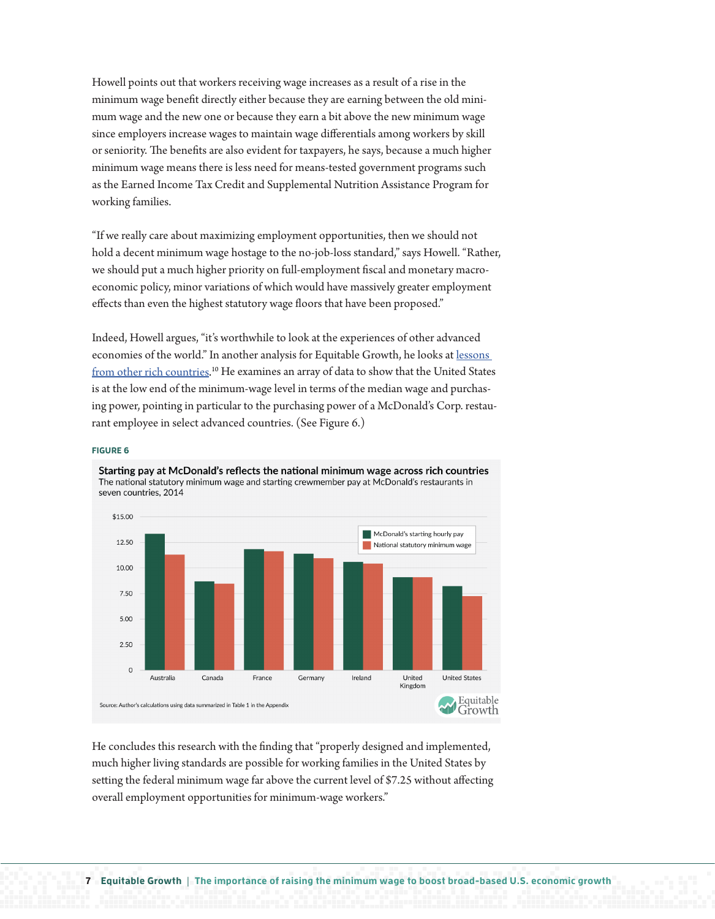Howell points out that workers receiving wage increases as a result of a rise in the minimum wage benefit directly either because they are earning between the old minimum wage and the new one or because they earn a bit above the new minimum wage since employers increase wages to maintain wage differentials among workers by skill or seniority. The benefits are also evident for taxpayers, he says, because a much higher minimum wage means there is less need for means-tested government programs such as the Earned Income Tax Credit and Supplemental Nutrition Assistance Program for working families.

"If we really care about maximizing employment opportunities, then we should not hold a decent minimum wage hostage to the no-job-loss standard," says Howell. "Rather, we should put a much higher priority on full-employment fiscal and monetary macroeconomic policy, minor variations of which would have massively greater employment effects than even the highest statutory wage floors that have been proposed."

Indeed, Howell argues, "it's worthwhile to look at the experiences of other advanced economies of the world." In another analysis for Equitable Growth, he looks at lessons from other rich countries.[10] He examines an array of data to show that the United States is at the low end of the minimum-wage level in terms of the median wage and purchasing power, pointing in particular to the purchasing power of a McDonald's Corp. restaurant employee in select advanced countries. (See Figure 6.)

**FIGURE 6**

**Starting pay at McDonald's reflects the national minimum wage across rich countries**

The national statutory minimum wage and starting crewmember pay at McDonald's restaurants in seven countries, 2014

Source: Author's calculations using data summarized in Table 1 in the Appendix

He concludes this research with the finding that "properly designed and implemented, much higher living standards are possible for working families in the United States by setting the federal minimum wage far above the current level of $7.25 without affecting overall employment opportunities for minimum-wage workers."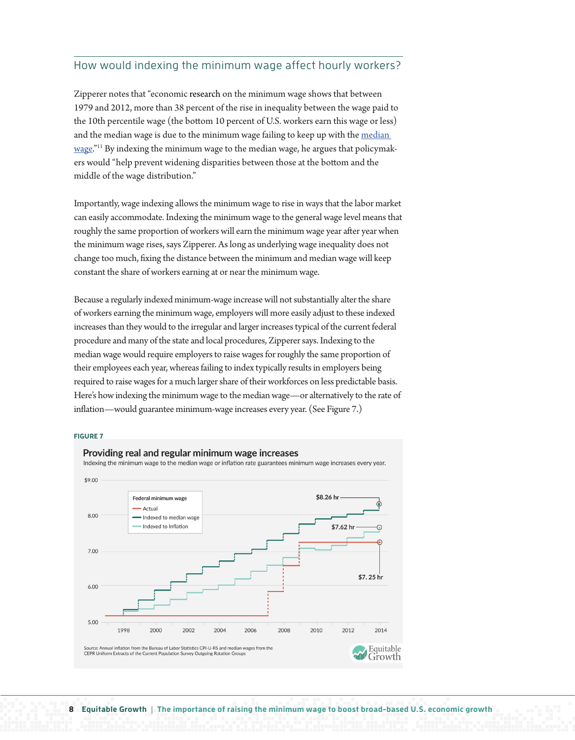## How would indexing the minimum wage affect hourly workers?

Zipperer notes that "economic research on the minimum wage shows that between 1979 and 2012, more than 38 percent of the rise in inequality between the wage paid to the 10th percentile wage (the bottom 10 percent of U.S. workers earn this wage or less) and the median wage is due to the minimum wage failing to keep up with the median wage."[11] By indexing the minimum wage to the median wage, he argues that policymakers would "help prevent widening disparities between those at the bottom and the middle of the wage distribution."

Importantly, wage indexing allows the minimum wage to rise in ways that the labor market can easily accommodate. Indexing the minimum wage to the general wage level means that roughly the same proportion of workers will earn the minimum wage year after year when the minimum wage rises, says Zipperer. As long as underlying wage inequality does not change too much, fixing the distance between the minimum and median wage will keep constant the share of workers earning at or near the minimum wage.

Because a regularly indexed minimum-wage increase will not substantially alter the share of workers earning the minimum wage, employers will more easily adjust to these indexed increases than they would to the irregular and larger increases typical of the current federal procedure and many of the state and local procedures, Zipperer says. Indexing to the median wage would require employers to raise wages for roughly the same proportion of their employees each year, whereas failing to index typically results in employers being required to raise wages for a much larger share of their workforces on less predictable basis. Here's how indexing the minimum wage to the median wage—or alternatively to the rate of inflation—would guarantee minimum-wage increases every year. (See Figure 7.)

**FIGURE 7**

**Providing real and regular minimum wage increases**

Indexing the minimum wage to the median wage or inflation rate guarantees minimum wage increases every year.

Source: Annual inflation from the Bureau of Labor Statistics CPI-U-RS and median wages from the CEPR Uniform Extracts of the Current Population Survey Outgoing Rotation Groups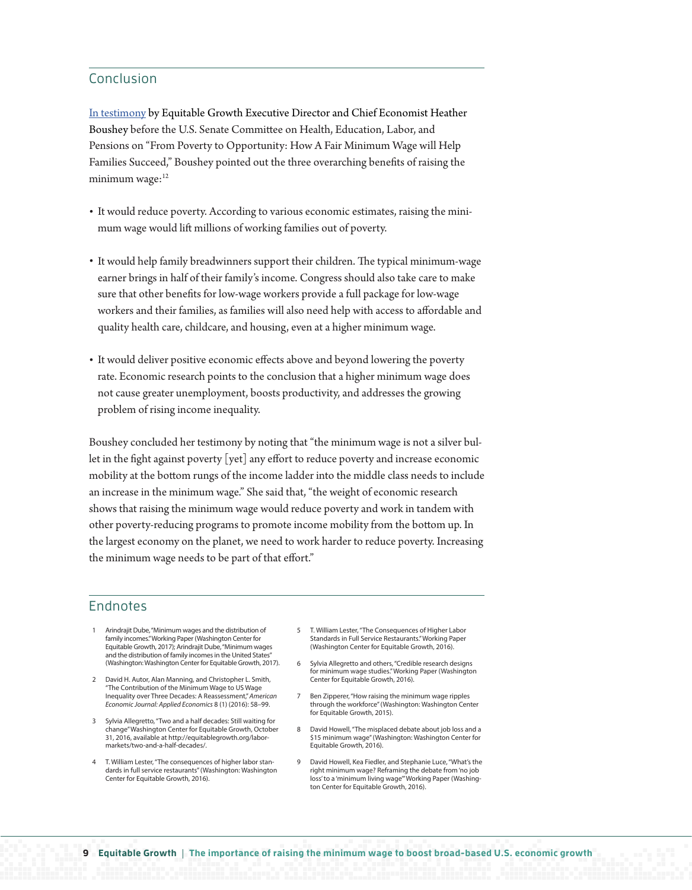## Conclusion

In testimony by Equitable Growth Executive Director and Chief Economist Heather Boushey before the U.S. Senate Committee on Health, Education, Labor, and Pensions on "From Poverty to Opportunity: How A Fair Minimum Wage will Help Families Succeed," Boushey pointed out the three overarching benefits of raising the minimum wage:[12]

- It would reduce poverty. According to various economic estimates, raising the minimum wage would lift millions of working families out of poverty.
- It would help family breadwinners support their children. The typical minimum-wage earner brings in half of their family's income. Congress should also take care to make sure that other benefits for low-wage workers provide a full package for low-wage workers and their families, as families will also need help with access to affordable and quality health care, childcare, and housing, even at a higher minimum wage.
- It would deliver positive economic effects above and beyond lowering the poverty rate. Economic research points to the conclusion that a higher minimum wage does not cause greater unemployment, boosts productivity, and addresses the growing problem of rising income inequality.

Boushey concluded her testimony by noting that "the minimum wage is not a silver bullet in the fight against poverty [yet] any effort to reduce poverty and increase economic mobility at the bottom rungs of the income ladder into the middle class needs to include an increase in the minimum wage." She said that, "the weight of economic research shows that raising the minimum wage would reduce poverty and work in tandem with other poverty-reducing programs to promote income mobility from the bottom up. In the largest economy on the planet, we need to work harder to reduce poverty. Increasing the minimum wage needs to be part of that effort."

## Endnotes

1. Arindrajit Dube, "Minimum wages and the distribution of family incomes." Working Paper (Washington Center for Equitable Growth, 2017); Arindrajit Dube, "Minimum wages and the distribution of family incomes in the United States" (Washington: Washington Center for Equitable Growth, 2017).
2. David H. Autor, Alan Manning, and Christopher L. Smith, "The Contribution of the Minimum Wage to US Wage Inequality over Three Decades: A Reassessment," *American Economic Journal: Applied Economics* 8 (1) (2016): 58–99.
3. Sylvia Allegretto, "Two and a half decades: Still waiting for change" Washington Center for Equitable Growth, October 31, 2016, available at http://equitablegrowth.org/labor-markets/two-and-a-half-decades/.
4. T. William Lester, "The consequences of higher labor standards in full service restaurants" (Washington: Washington Center for Equitable Growth, 2016).
5. T. William Lester, "The Consequences of Higher Labor Standards in Full Service Restaurants." Working Paper (Washington Center for Equitable Growth, 2016).
6. Sylvia Allegretto and others, "Credible research designs for minimum wage studies." Working Paper (Washington Center for Equitable Growth, 2016).
7. Ben Zipperer, "How raising the minimum wage ripples through the workforce" (Washington: Washington Center for Equitable Growth, 2015).
8. David Howell, "The misplaced debate about job loss and a $15 minimum wage" (Washington: Washington Center for Equitable Growth, 2016).
9. David Howell, Kea Fiedler, and Stephanie Luce, "What's the right minimum wage? Reframing the debate from 'no job loss' to a 'minimum living wage'" Working Paper (Washington Center for Equitable Growth, 2016).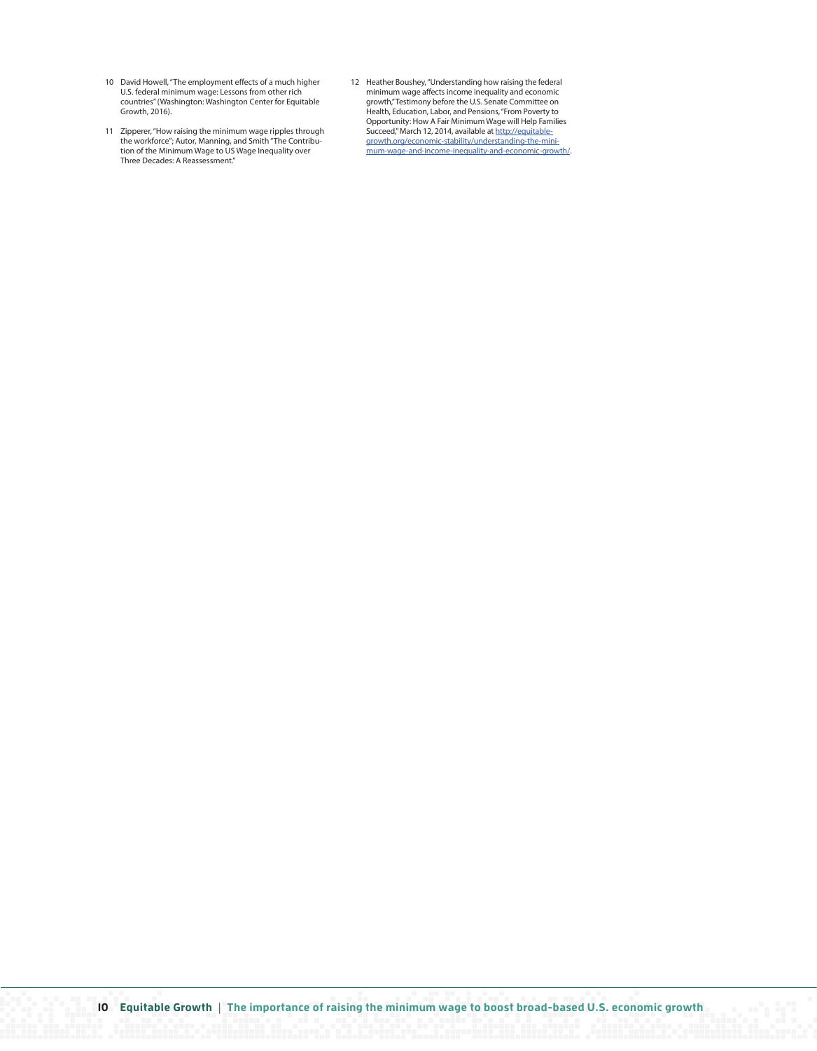10 David Howell, "The employment effects of a much higher U.S. federal minimum wage: Lessons from other rich countries" (Washington: Washington Center for Equitable Growth, 2016).

11 Zipperer, "How raising the minimum wage ripples through the workforce"; Autor, Manning, and Smith "The Contribution of the Minimum Wage to US Wage Inequality over Three Decades: A Reassessment."

12 Heather Boushey, "Understanding how raising the federal minimum wage affects income inequality and economic growth," Testimony before the U.S. Senate Committee on Health, Education, Labor, and Pensions, "From Poverty to Opportunity: How A Fair Minimum Wage will Help Families Succeed," March 12, 2014, available at http://equitable-growth.org/economic-stability/understanding-the-minimum-wage-and-income-inequality-and-economic-growth/.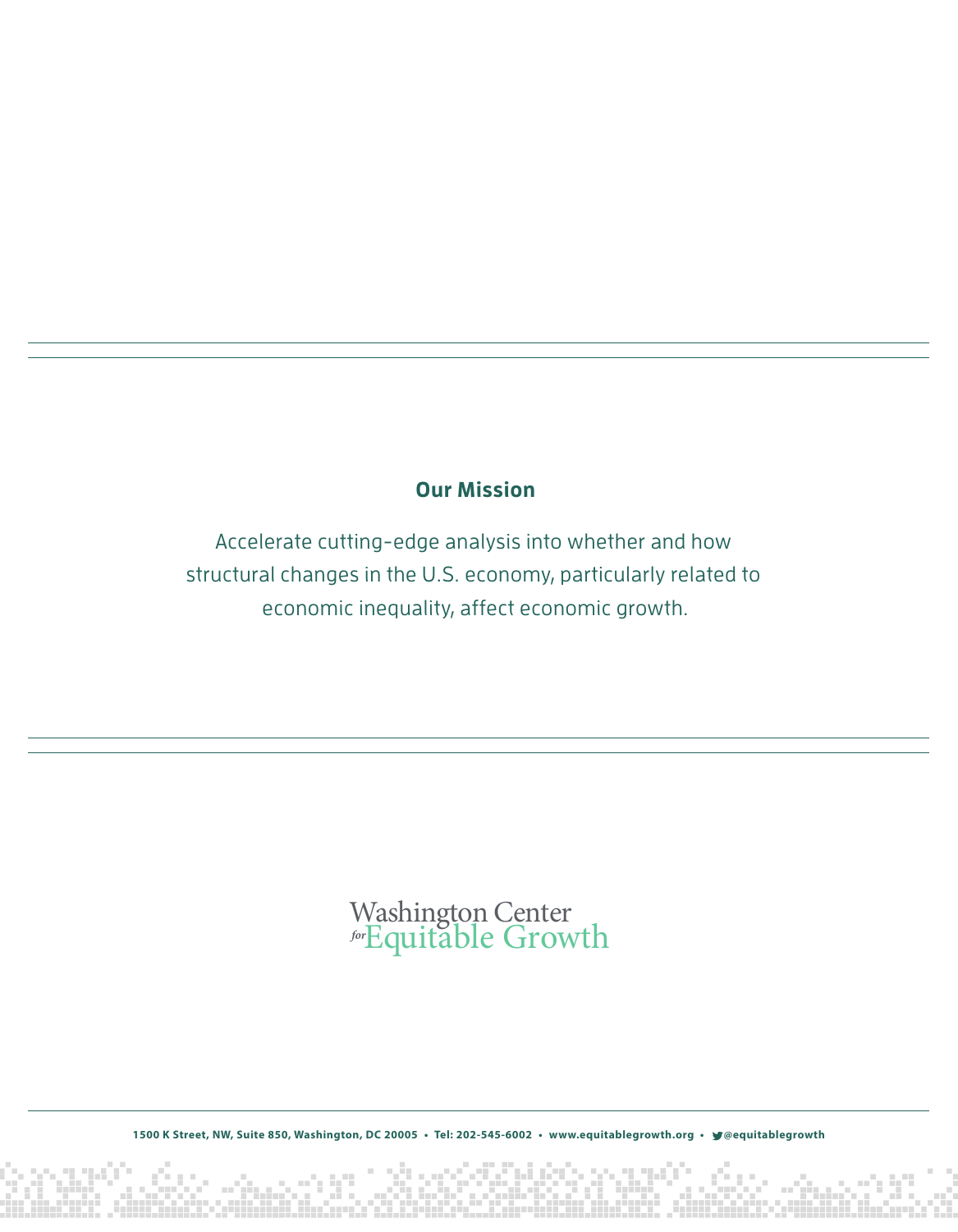## Our Mission

Accelerate cutting-edge analysis into whether and how structural changes in the U.S. economy, particularly related to economic inequality, affect economic growth.

Washington Center *for* Equitable Growth

**1500 K Street, NW, Suite 850, Washington, DC 20005 • Tel: 202-545-6002 • www.equitablegrowth.org • @equitablegrowth**